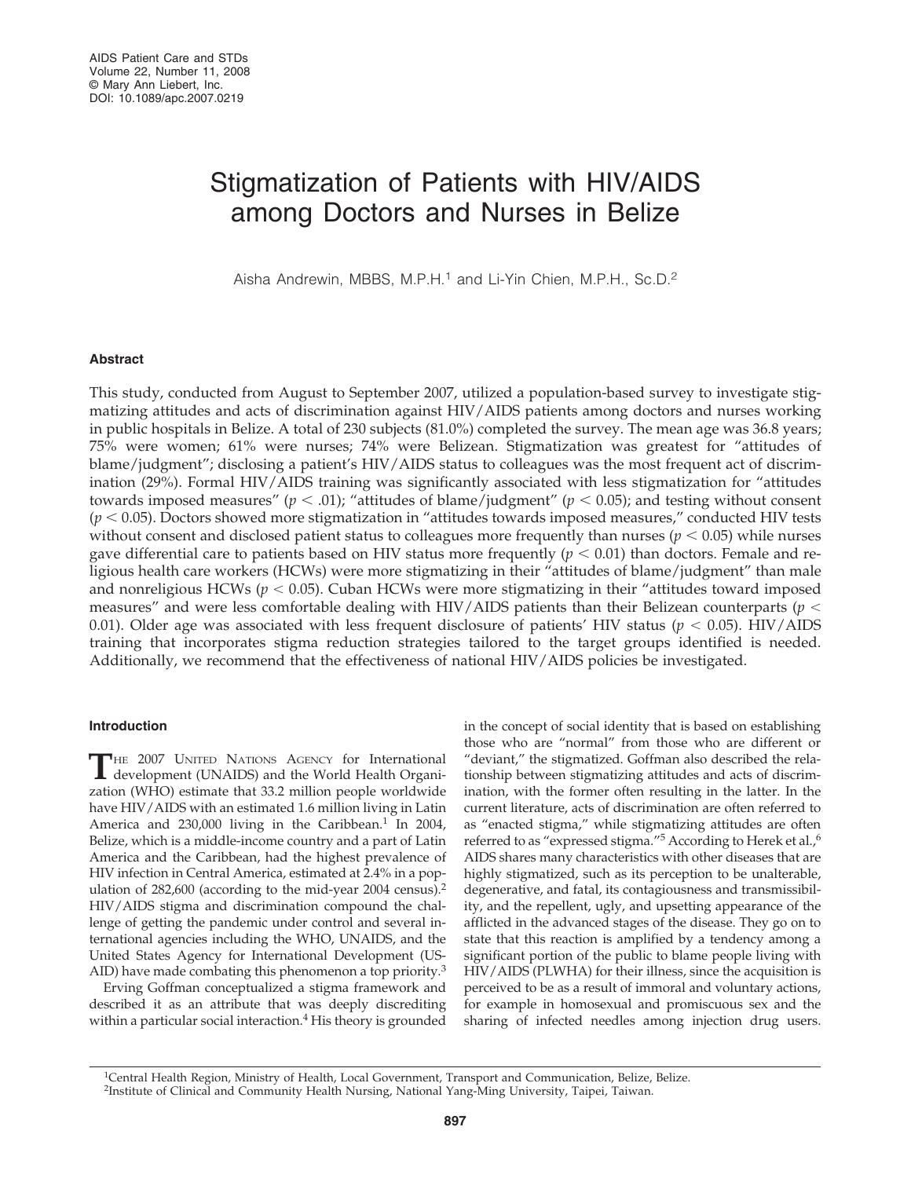# Stigmatization of Patients with HIV/AIDS among Doctors and Nurses in Belize

Aisha Andrewin, MBBS, M.P.H.[1] and Li-Yin Chien, M.P.H., Sc.D.[2]

## Abstract

This study, conducted from August to September 2007, utilized a population-based survey to investigate stigmatizing attitudes and acts of discrimination against HIV/AIDS patients among doctors and nurses working in public hospitals in Belize. A total of 230 subjects (81.0%) completed the survey. The mean age was 36.8 years; 75% were women; 61% were nurses; 74% were Belizean. Stigmatization was greatest for "attitudes of blame/judgment"; disclosing a patient's HIV/AIDS status to colleagues was the most frequent act of discrimination (29%). Formal HIV/AIDS training was significantly associated with less stigmatization for "attitudes towards imposed measures" ($p < .01$); "attitudes of blame/judgment" ($p < 0.05$); and testing without consent ($p < 0.05$). Doctors showed more stigmatization in "attitudes towards imposed measures," conducted HIV tests without consent and disclosed patient status to colleagues more frequently than nurses ($p < 0.05$) while nurses gave differential care to patients based on HIV status more frequently ($p < 0.01$) than doctors. Female and religious health care workers (HCWs) were more stigmatizing in their "attitudes of blame/judgment" than male and nonreligious HCWs ($p < 0.05$). Cuban HCWs were more stigmatizing in their "attitudes toward imposed measures" and were less comfortable dealing with HIV/AIDS patients than their Belizean counterparts ($p < 0.01$). Older age was associated with less frequent disclosure of patients' HIV status ($p < 0.05$). HIV/AIDS training that incorporates stigma reduction strategies tailored to the target groups identified is needed. Additionally, we recommend that the effectiveness of national HIV/AIDS policies be investigated.

## Introduction

The 2007 United Nations Agency for International development (UNAIDS) and the World Health Organization (WHO) estimate that 33.2 million people worldwide have HIV/AIDS with an estimated 1.6 million living in Latin America and 230,000 living in the Caribbean.[1] In 2004, Belize, which is a middle-income country and a part of Latin America and the Caribbean, had the highest prevalence of HIV infection in Central America, estimated at 2.4% in a population of 282,600 (according to the mid-year 2004 census).[2] HIV/AIDS stigma and discrimination compound the challenge of getting the pandemic under control and several international agencies including the WHO, UNAIDS, and the United States Agency for International Development (USAID) have made combating this phenomenon a top priority.[3]

Erving Goffman conceptualized a stigma framework and described it as an attribute that was deeply discrediting within a particular social interaction.[4] His theory is grounded in the concept of social identity that is based on establishing those who are "normal" from those who are different or "deviant," the stigmatized. Goffman also described the relationship between stigmatizing attitudes and acts of discrimination, with the former often resulting in the latter. In the current literature, acts of discrimination are often referred to as "enacted stigma," while stigmatizing attitudes are often referred to as "expressed stigma."[5] According to Herek et al.,[6] AIDS shares many characteristics with other diseases that are highly stigmatized, such as its perception to be unalterable, degenerative, and fatal, its contagiousness and transmissibility, and the repellent, ugly, and upsetting appearance of the afflicted in the advanced stages of the disease. They go on to state that this reaction is amplified by a tendency among a significant portion of the public to blame people living with HIV/AIDS (PLWHA) for their illness, since the acquisition is perceived to be as a result of immoral and voluntary actions, for example in homosexual and promiscuous sex and the sharing of infected needles among injection drug users.

[1]Central Health Region, Ministry of Health, Local Government, Transport and Communication, Belize, Belize.
[2]Institute of Clinical and Community Health Nursing, National Yang-Ming University, Taipei, Taiwan.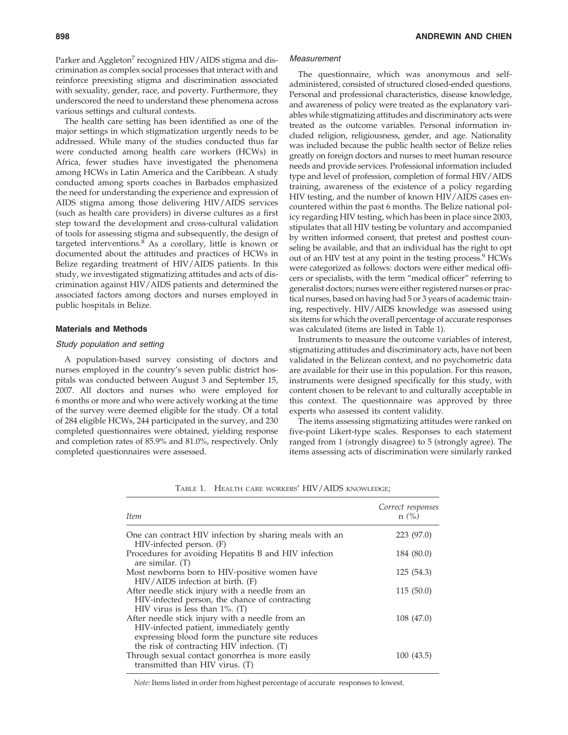Parker and Aggleton[7] recognized HIV/AIDS stigma and discrimination as complex social processes that interact with and reinforce preexisting stigma and discrimination associated with sexuality, gender, race, and poverty. Furthermore, they underscored the need to understand these phenomena across various settings and cultural contexts.

The health care setting has been identified as one of the major settings in which stigmatization urgently needs to be addressed. While many of the studies conducted thus far were conducted among health care workers (HCWs) in Africa, fewer studies have investigated the phenomena among HCWs in Latin America and the Caribbean. A study conducted among sports coaches in Barbados emphasized the need for understanding the experience and expression of AIDS stigma among those delivering HIV/AIDS services (such as health care providers) in diverse cultures as a first step toward the development and cross-cultural validation of tools for assessing stigma and subsequently, the design of targeted interventions.[8] As a corollary, little is known or documented about the attitudes and practices of HCWs in Belize regarding treatment of HIV/AIDS patients. In this study, we investigated stigmatizing attitudes and acts of discrimination against HIV/AIDS patients and determined the associated factors among doctors and nurses employed in public hospitals in Belize.

## Materials and Methods

### Study population and setting

A population-based survey consisting of doctors and nurses employed in the country's seven public district hospitals was conducted between August 3 and September 15, 2007. All doctors and nurses who were employed for 6 months or more and who were actively working at the time of the survey were deemed eligible for the study. Of a total of 284 eligible HCWs, 244 participated in the survey, and 230 completed questionnaires were obtained, yielding response and completion rates of 85.9% and 81.0%, respectively. Only completed questionnaires were assessed.

### Measurement

The questionnaire, which was anonymous and self-administered, consisted of structured closed-ended questions. Personal and professional characteristics, disease knowledge, and awareness of policy were treated as the explanatory variables while stigmatizing attitudes and discriminatory acts were treated as the outcome variables. Personal information included religion, religiousness, gender, and age. Nationality was included because the public health sector of Belize relies greatly on foreign doctors and nurses to meet human resource needs and provide services. Professional information included type and level of profession, completion of formal HIV/AIDS training, awareness of the existence of a policy regarding HIV testing, and the number of known HIV/AIDS cases encountered within the past 6 months. The Belize national policy regarding HIV testing, which has been in place since 2003, stipulates that all HIV testing be voluntary and accompanied by written informed consent, that pretest and posttest counseling be available, and that an individual has the right to opt out of an HIV test at any point in the testing process.[9] HCWs were categorized as follows: doctors were either medical officers or specialists, with the term "medical officer" referring to generalist doctors; nurses were either registered nurses or practical nurses, based on having had 5 or 3 years of academic training, respectively. HIV/AIDS knowledge was assessed using six items for which the overall percentage of accurate responses was calculated (items are listed in Table 1).

Instruments to measure the outcome variables of interest, stigmatizing attitudes and discriminatory acts, have not been validated in the Belizean context, and no psychometric data are available for their use in this population. For this reason, instruments were designed specifically for this study, with content chosen to be relevant to and culturally acceptable in this context. The questionnaire was approved by three experts who assessed its content validity.

The items assessing stigmatizing attitudes were ranked on five-point Likert-type scales. Responses to each statement ranged from 1 (strongly disagree) to 5 (strongly agree). The items assessing acts of discrimination were similarly ranked

Table 1. Health care workers' HIV/AIDS knowledge;

| *Item* | *Correct responses n (%)* |
|---|---|
| One can contract HIV infection by sharing meals with an HIV-infected person. (F) | 223 (97.0) |
| Procedures for avoiding Hepatitis B and HIV infection are similar. (T) | 184 (80.0) |
| Most newborns born to HIV-positive women have HIV/AIDS infection at birth. (F) | 125 (54.3) |
| After needle stick injury with a needle from an HIV-infected person, the chance of contracting HIV virus is less than 1%. (T) | 115 (50.0) |
| After needle stick injury with a needle from an HIV-infected patient, immediately gently expressing blood form the puncture site reduces the risk of contracting HIV infection. (T) | 108 (47.0) |
| Through sexual contact gonorrhea is more easily transmitted than HIV virus. (T) | 100 (43.5) |

*Note:* Items listed in order from highest percentage of accurate responses to lowest.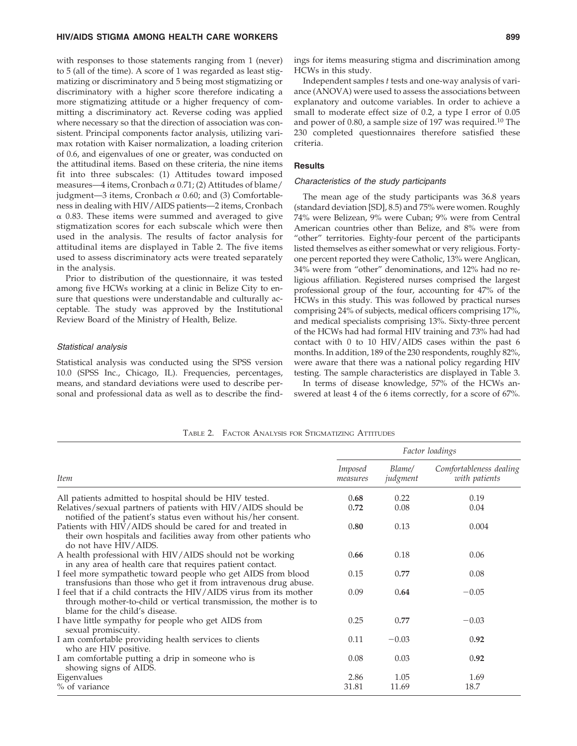with responses to those statements ranging from 1 (never) to 5 (all of the time). A score of 1 was regarded as least stigmatizing or discriminatory and 5 being most stigmatizing or discriminatory with a higher score therefore indicating a more stigmatizing attitude or a higher frequency of committing a discriminatory act. Reverse coding was applied where necessary so that the direction of association was consistent. Principal components factor analysis, utilizing varimax rotation with Kaiser normalization, a loading criterion of 0.6, and eigenvalues of one or greater, was conducted on the attitudinal items. Based on these criteria, the nine items fit into three subscales: (1) Attitudes toward imposed measures—4 items, Cronbach $\alpha$ 0.71; (2) Attitudes of blame/judgment—3 items, Cronbach $\alpha$ 0.60; and (3) Comfortableness in dealing with HIV/AIDS patients—2 items, Cronbach $\alpha$ 0.83. These items were summed and averaged to give stigmatization scores for each subscale which were then used in the analysis. The results of factor analysis for attitudinal items are displayed in Table 2. The five items used to assess discriminatory acts were treated separately in the analysis.

Prior to distribution of the questionnaire, it was tested among five HCWs working at a clinic in Belize City to ensure that questions were understandable and culturally acceptable. The study was approved by the Institutional Review Board of the Ministry of Health, Belize.

### *Statistical analysis*

Statistical analysis was conducted using the SPSS version 10.0 (SPSS Inc., Chicago, IL). Frequencies, percentages, means, and standard deviations were used to describe personal and professional data as well as to describe the findings for items measuring stigma and discrimination among HCWs in this study.

Independent samples *t* tests and one-way analysis of variance (ANOVA) were used to assess the associations between explanatory and outcome variables. In order to achieve a small to moderate effect size of 0.2, a type I error of 0.05 and power of 0.80, a sample size of 197 was required.[10] The 230 completed questionnaires therefore satisfied these criteria.

## Results

### *Characteristics of the study participants*

The mean age of the study participants was 36.8 years (standard deviation [SD], 8.5) and 75% were women. Roughly 74% were Belizean, 9% were Cuban; 9% were from Central American countries other than Belize, and 8% were from "other" territories. Eighty-four percent of the participants listed themselves as either somewhat or very religious. Forty-one percent reported they were Catholic, 13% were Anglican, 34% were from "other" denominations, and 12% had no religious affiliation. Registered nurses comprised the largest professional group of the four, accounting for 47% of the HCWs in this study. This was followed by practical nurses comprising 24% of subjects, medical officers comprising 17%, and medical specialists comprising 13%. Sixty-three percent of the HCWs had had formal HIV training and 73% had had contact with 0 to 10 HIV/AIDS cases within the past 6 months. In addition, 189 of the 230 respondents, roughly 82%, were aware that there was a national policy regarding HIV testing. The sample characteristics are displayed in Table 3.

In terms of disease knowledge, 57% of the HCWs answered at least 4 of the 6 items correctly, for a score of 67%.

Table 2. Factor Analysis for Stigmatizing Attitudes

| | *Factor loadings* | | |
|---|---|---|---|
| *Item* | *Imposed measures* | *Blame/ judgment* | *Comfortableness dealing with patients* |
| All patients admitted to hospital should be HIV tested. | **0.68** | 0.22 | 0.19 |
| Relatives/sexual partners of patients with HIV/AIDS should be notified of the patient's status even without his/her consent. | **0.72** | 0.08 | 0.04 |
| Patients with HIV/AIDS should be cared for and treated in their own hospitals and facilities away from other patients who do not have HIV/AIDS. | **0.80** | 0.13 | 0.004 |
| A health professional with HIV/AIDS should not be working in any area of health care that requires patient contact. | **0.66** | 0.18 | 0.06 |
| I feel more sympathetic toward people who get AIDS from blood transfusions than those who get it from intravenous drug abuse. | 0.15 | **0.77** | 0.08 |
| I feel that if a child contracts the HIV/AIDS virus from its mother through mother-to-child or vertical transmission, the mother is to blame for the child's disease. | 0.09 | **0.64** | −0.05 |
| I have little sympathy for people who get AIDS from sexual promiscuity. | 0.25 | **0.77** | −0.03 |
| I am comfortable providing health services to clients who are HIV positive. | 0.11 | −0.03 | **0.92** |
| I am comfortable putting a drip in someone who is showing signs of AIDS. | 0.08 | 0.03 | **0.92** |
| Eigenvalues | 2.86 | 1.05 | 1.69 |
| % of variance | 31.81 | 11.69 | 18.7 |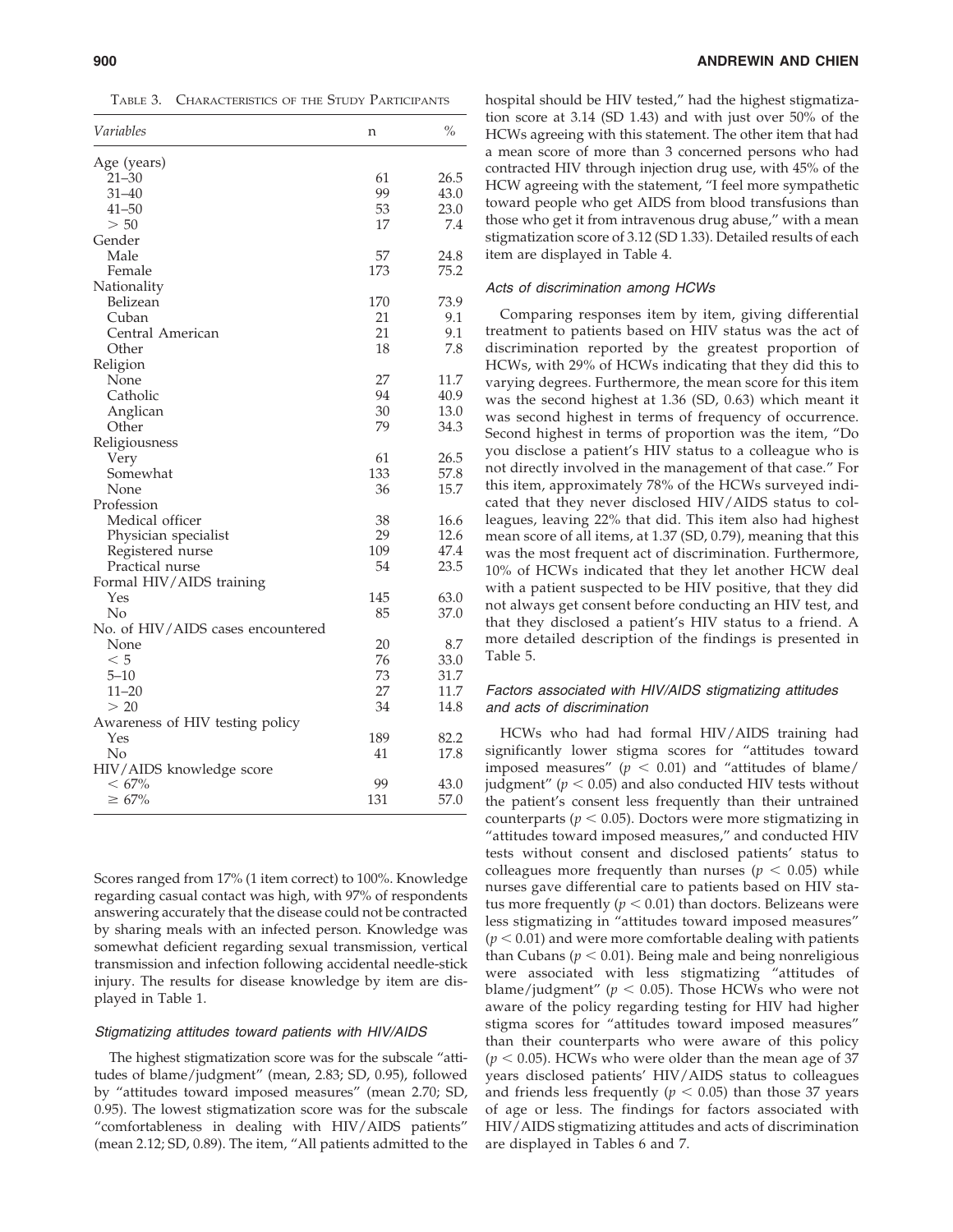Table 3. Characteristics of the Study Participants

| Variables | n | % |
|---|---|---|
| Age (years) | | |
| 21–30 | 61 | 26.5 |
| 31–40 | 99 | 43.0 |
| 41–50 | 53 | 23.0 |
| > 50 | 17 | 7.4 |
| Gender | | |
| Male | 57 | 24.8 |
| Female | 173 | 75.2 |
| Nationality | | |
| Belizean | 170 | 73.9 |
| Cuban | 21 | 9.1 |
| Central American | 21 | 9.1 |
| Other | 18 | 7.8 |
| Religion | | |
| None | 27 | 11.7 |
| Catholic | 94 | 40.9 |
| Anglican | 30 | 13.0 |
| Other | 79 | 34.3 |
| Religiousness | | |
| Very | 61 | 26.5 |
| Somewhat | 133 | 57.8 |
| None | 36 | 15.7 |
| Profession | | |
| Medical officer | 38 | 16.6 |
| Physician specialist | 29 | 12.6 |
| Registered nurse | 109 | 47.4 |
| Practical nurse | 54 | 23.5 |
| Formal HIV/AIDS training | | |
| Yes | 145 | 63.0 |
| No | 85 | 37.0 |
| No. of HIV/AIDS cases encountered | | |
| None | 20 | 8.7 |
| < 5 | 76 | 33.0 |
| 5–10 | 73 | 31.7 |
| 11–20 | 27 | 11.7 |
| > 20 | 34 | 14.8 |
| Awareness of HIV testing policy | | |
| Yes | 189 | 82.2 |
| No | 41 | 17.8 |
| HIV/AIDS knowledge score | | |
| < 67% | 99 | 43.0 |
| ≥ 67% | 131 | 57.0 |

Scores ranged from 17% (1 item correct) to 100%. Knowledge regarding casual contact was high, with 97% of respondents answering accurately that the disease could not be contracted by sharing meals with an infected person. Knowledge was somewhat deficient regarding sexual transmission, vertical transmission and infection following accidental needle-stick injury. The results for disease knowledge by item are displayed in Table 1.

### *Stigmatizing attitudes toward patients with HIV/AIDS*

The highest stigmatization score was for the subscale "attitudes of blame/judgment" (mean, 2.83; SD, 0.95), followed by "attitudes toward imposed measures" (mean 2.70; SD, 0.95). The lowest stigmatization score was for the subscale "comfortableness in dealing with HIV/AIDS patients" (mean 2.12; SD, 0.89). The item, "All patients admitted to the hospital should be HIV tested," had the highest stigmatization score at 3.14 (SD 1.43) and with just over 50% of the HCWs agreeing with this statement. The other item that had a mean score of more than 3 concerned persons who had contracted HIV through injection drug use, with 45% of the HCW agreeing with the statement, "I feel more sympathetic toward people who get AIDS from blood transfusions than those who get it from intravenous drug abuse," with a mean stigmatization score of 3.12 (SD 1.33). Detailed results of each item are displayed in Table 4.

### *Acts of discrimination among HCWs*

Comparing responses item by item, giving differential treatment to patients based on HIV status was the act of discrimination reported by the greatest proportion of HCWs, with 29% of HCWs indicating that they did this to varying degrees. Furthermore, the mean score for this item was the second highest at 1.36 (SD, 0.63) which meant it was second highest in terms of frequency of occurrence. Second highest in terms of proportion was the item, "Do you disclose a patient's HIV status to a colleague who is not directly involved in the management of that case." For this item, approximately 78% of the HCWs surveyed indicated that they never disclosed HIV/AIDS status to colleagues, leaving 22% that did. This item also had highest mean score of all items, at 1.37 (SD, 0.79), meaning that this was the most frequent act of discrimination. Furthermore, 10% of HCWs indicated that they let another HCW deal with a patient suspected to be HIV positive, that they did not always get consent before conducting an HIV test, and that they disclosed a patient's HIV status to a friend. A more detailed description of the findings is presented in Table 5.

### *Factors associated with HIV/AIDS stigmatizing attitudes and acts of discrimination*

HCWs who had had formal HIV/AIDS training had significantly lower stigma scores for "attitudes toward imposed measures" ($p < 0.01$) and "attitudes of blame/judgment" ($p < 0.05$) and also conducted HIV tests without the patient's consent less frequently than their untrained counterparts ($p < 0.05$). Doctors were more stigmatizing in "attitudes toward imposed measures," and conducted HIV tests without consent and disclosed patients' status to colleagues more frequently than nurses ($p < 0.05$) while nurses gave differential care to patients based on HIV status more frequently ($p < 0.01$) than doctors. Belizeans were less stigmatizing in "attitudes toward imposed measures" ($p < 0.01$) and were more comfortable dealing with patients than Cubans ($p < 0.01$). Being male and being nonreligious were associated with less stigmatizing "attitudes of blame/judgment" ($p < 0.05$). Those HCWs who were not aware of the policy regarding testing for HIV had higher stigma scores for "attitudes toward imposed measures" than their counterparts who were aware of this policy ($p < 0.05$). HCWs who were older than the mean age of 37 years disclosed patients' HIV/AIDS status to colleagues and friends less frequently ($p < 0.05$) than those 37 years of age or less. The findings for factors associated with HIV/AIDS stigmatizing attitudes and acts of discrimination are displayed in Tables 6 and 7.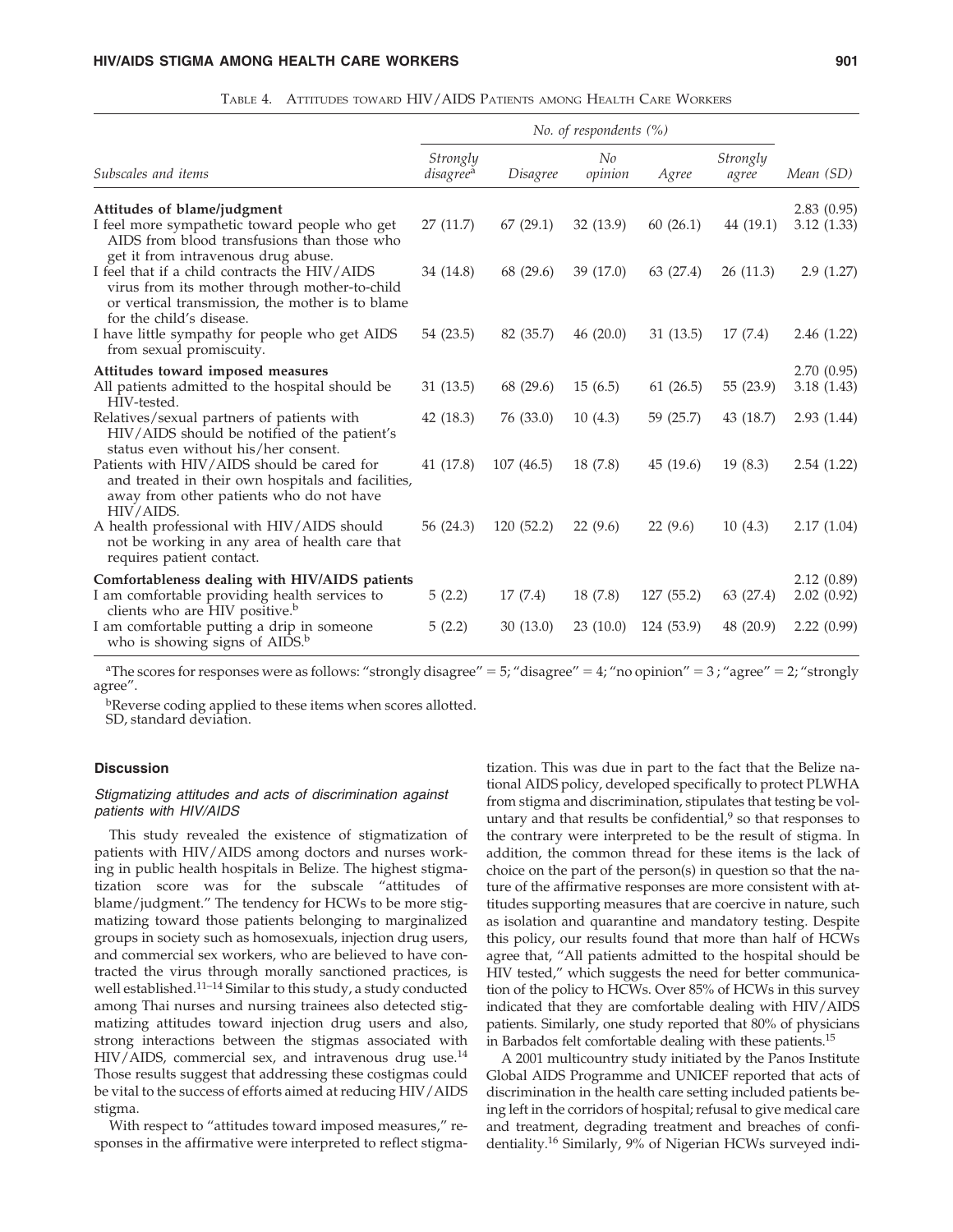Table 4. Attitudes toward HIV/AIDS Patients among Health Care Workers

| Subscales and items | No. of respondents (%) | | | | | |
|---|---|---|---|---|---|---|
| | Strongly disagree[a] | Disagree | No opinion | Agree | Strongly agree | Mean (SD) |
| **Attitudes of blame/judgment** | | | | | | 2.83 (0.95) |
| I feel more sympathetic toward people who get AIDS from blood transfusions than those who get it from intravenous drug abuse. | 27 (11.7) | 67 (29.1) | 32 (13.9) | 60 (26.1) | 44 (19.1) | 3.12 (1.33) |
| I feel that if a child contracts the HIV/AIDS virus from its mother through mother-to-child or vertical transmission, the mother is to blame for the child's disease. | 34 (14.8) | 68 (29.6) | 39 (17.0) | 63 (27.4) | 26 (11.3) | 2.9 (1.27) |
| I have little sympathy for people who get AIDS from sexual promiscuity. | 54 (23.5) | 82 (35.7) | 46 (20.0) | 31 (13.5) | 17 (7.4) | 2.46 (1.22) |
| **Attitudes toward imposed measures** | | | | | | 2.70 (0.95) |
| All patients admitted to the hospital should be HIV-tested. | 31 (13.5) | 68 (29.6) | 15 (6.5) | 61 (26.5) | 55 (23.9) | 3.18 (1.43) |
| Relatives/sexual partners of patients with HIV/AIDS should be notified of the patient's status even without his/her consent. | 42 (18.3) | 76 (33.0) | 10 (4.3) | 59 (25.7) | 43 (18.7) | 2.93 (1.44) |
| Patients with HIV/AIDS should be cared for and treated in their own hospitals and facilities, away from other patients who do not have HIV/AIDS. | 41 (17.8) | 107 (46.5) | 18 (7.8) | 45 (19.6) | 19 (8.3) | 2.54 (1.22) |
| A health professional with HIV/AIDS should not be working in any area of health care that requires patient contact. | 56 (24.3) | 120 (52.2) | 22 (9.6) | 22 (9.6) | 10 (4.3) | 2.17 (1.04) |
| **Comfortableness dealing with HIV/AIDS patients** | | | | | | 2.12 (0.89) |
| I am comfortable providing health services to clients who are HIV positive.[b] | 5 (2.2) | 17 (7.4) | 18 (7.8) | 127 (55.2) | 63 (27.4) | 2.02 (0.92) |
| I am comfortable putting a drip in someone who is showing signs of AIDS.[b] | 5 (2.2) | 30 (13.0) | 23 (10.0) | 124 (53.9) | 48 (20.9) | 2.22 (0.99) |

[a]The scores for responses were as follows: "strongly disagree" = 5; "disagree" = 4; "no opinion" = 3 ; "agree" = 2; "strongly agree".

[b]Reverse coding applied to these items when scores allotted.

SD, standard deviation.

## Discussion

### *Stigmatizing attitudes and acts of discrimination against patients with HIV/AIDS*

This study revealed the existence of stigmatization of patients with HIV/AIDS among doctors and nurses working in public health hospitals in Belize. The highest stigmatization score was for the subscale "attitudes of blame/judgment." The tendency for HCWs to be more stigmatizing toward those patients belonging to marginalized groups in society such as homosexuals, injection drug users, and commercial sex workers, who are believed to have contracted the virus through morally sanctioned practices, is well established.[11–14] Similar to this study, a study conducted among Thai nurses and nursing trainees also detected stigmatizing attitudes toward injection drug users and also, strong interactions between the stigmas associated with HIV/AIDS, commercial sex, and intravenous drug use.[14] Those results suggest that addressing these costigmas could be vital to the success of efforts aimed at reducing HIV/AIDS stigma.

With respect to "attitudes toward imposed measures," responses in the affirmative were interpreted to reflect stigmatization. This was due in part to the fact that the Belize national AIDS policy, developed specifically to protect PLWHA from stigma and discrimination, stipulates that testing be voluntary and that results be confidential,[9] so that responses to the contrary were interpreted to be the result of stigma. In addition, the common thread for these items is the lack of choice on the part of the person(s) in question so that the nature of the affirmative responses are more consistent with attitudes supporting measures that are coercive in nature, such as isolation and quarantine and mandatory testing. Despite this policy, our results found that more than half of HCWs agree that, "All patients admitted to the hospital should be HIV tested," which suggests the need for better communication of the policy to HCWs. Over 85% of HCWs in this survey indicated that they are comfortable dealing with HIV/AIDS patients. Similarly, one study reported that 80% of physicians in Barbados felt comfortable dealing with these patients.[15]

A 2001 multicountry study initiated by the Panos Institute Global AIDS Programme and UNICEF reported that acts of discrimination in the health care setting included patients being left in the corridors of hospital; refusal to give medical care and treatment, degrading treatment and breaches of confidentiality.[16] Similarly, 9% of Nigerian HCWs surveyed indi-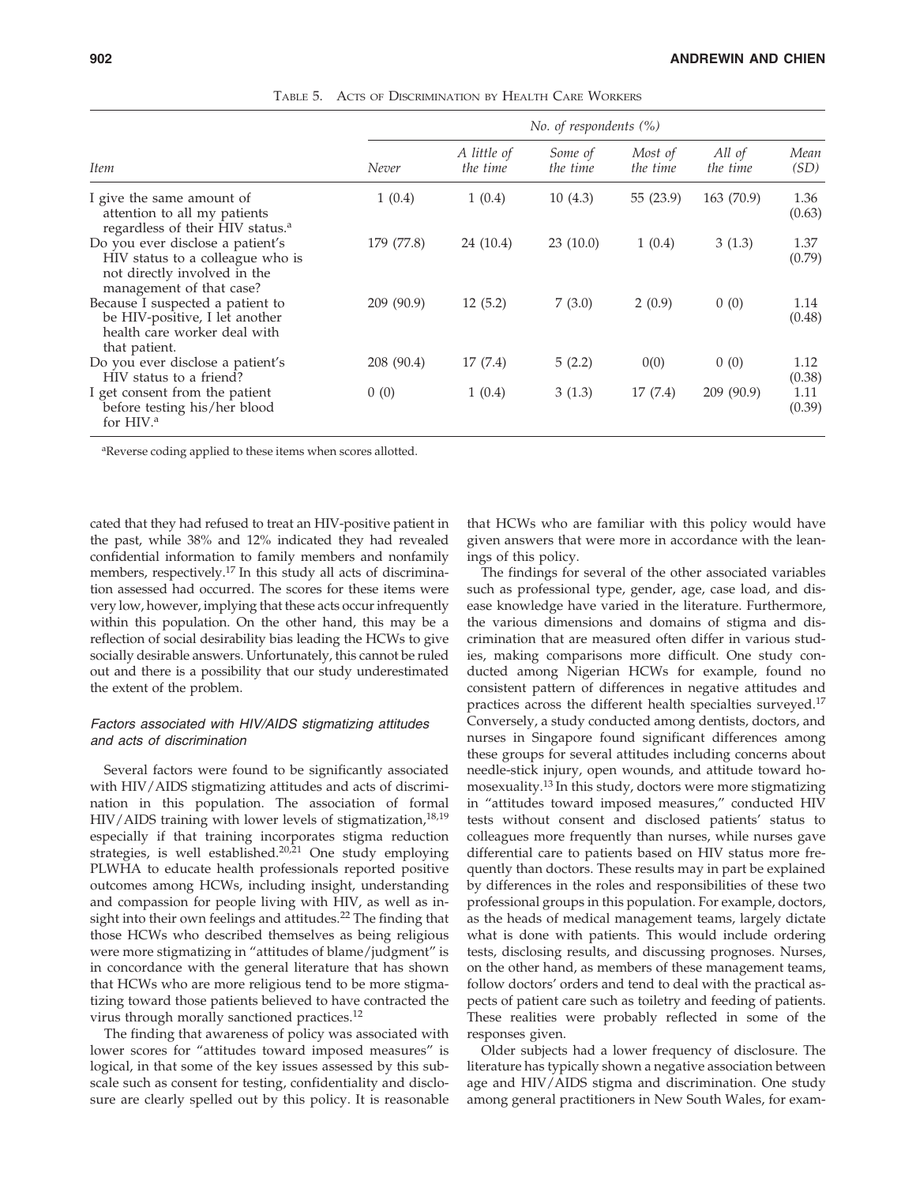TABLE 5. ACTS OF DISCRIMINATION BY HEALTH CARE WORKERS

| | No. of respondents (%) | | | | | |
|---|---|---|---|---|---|---|
| Item | Never | A little of the time | Some of the time | Most of the time | All of the time | Mean (SD) |
| I give the same amount of attention to all my patients regardless of their HIV status.[a] | 1 (0.4) | 1 (0.4) | 10 (4.3) | 55 (23.9) | 163 (70.9) | 1.36 (0.63) |
| Do you ever disclose a patient's HIV status to a colleague who is not directly involved in the management of that case? | 179 (77.8) | 24 (10.4) | 23 (10.0) | 1 (0.4) | 3 (1.3) | 1.37 (0.79) |
| Because I suspected a patient to be HIV-positive, I let another health care worker deal with that patient. | 209 (90.9) | 12 (5.2) | 7 (3.0) | 2 (0.9) | 0 (0) | 1.14 (0.48) |
| Do you ever disclose a patient's HIV status to a friend? | 208 (90.4) | 17 (7.4) | 5 (2.2) | 0(0) | 0 (0) | 1.12 (0.38) |
| I get consent from the patient before testing his/her blood for HIV.[a] | 0 (0) | 1 (0.4) | 3 (1.3) | 17 (7.4) | 209 (90.9) | 1.11 (0.39) |

[a]Reverse coding applied to these items when scores allotted.

cated that they had refused to treat an HIV-positive patient in the past, while 38% and 12% indicated they had revealed confidential information to family members and nonfamily members, respectively.[17] In this study all acts of discrimination assessed had occurred. The scores for these items were very low, however, implying that these acts occur infrequently within this population. On the other hand, this may be a reflection of social desirability bias leading the HCWs to give socially desirable answers. Unfortunately, this cannot be ruled out and there is a possibility that our study underestimated the extent of the problem.

### *Factors associated with HIV/AIDS stigmatizing attitudes and acts of discrimination*

Several factors were found to be significantly associated with HIV/AIDS stigmatizing attitudes and acts of discrimination in this population. The association of formal HIV/AIDS training with lower levels of stigmatization,[18,19] especially if that training incorporates stigma reduction strategies, is well established.[20,21] One study employing PLWHA to educate health professionals reported positive outcomes among HCWs, including insight, understanding and compassion for people living with HIV, as well as insight into their own feelings and attitudes.[22] The finding that those HCWs who described themselves as being religious were more stigmatizing in "attitudes of blame/judgment" is in concordance with the general literature that has shown that HCWs who are more religious tend to be more stigmatizing toward those patients believed to have contracted the virus through morally sanctioned practices.[12]

The finding that awareness of policy was associated with lower scores for "attitudes toward imposed measures" is logical, in that some of the key issues assessed by this subscale such as consent for testing, confidentiality and disclosure are clearly spelled out by this policy. It is reasonable that HCWs who are familiar with this policy would have given answers that were more in accordance with the leanings of this policy.

The findings for several of the other associated variables such as professional type, gender, age, case load, and disease knowledge have varied in the literature. Furthermore, the various dimensions and domains of stigma and discrimination that are measured often differ in various studies, making comparisons more difficult. One study conducted among Nigerian HCWs for example, found no consistent pattern of differences in negative attitudes and practices across the different health specialties surveyed.[17] Conversely, a study conducted among dentists, doctors, and nurses in Singapore found significant differences among these groups for several attitudes including concerns about needle-stick injury, open wounds, and attitude toward homosexuality.[13] In this study, doctors were more stigmatizing in "attitudes toward imposed measures," conducted HIV tests without consent and disclosed patients' status to colleagues more frequently than nurses, while nurses gave differential care to patients based on HIV status more frequently than doctors. These results may in part be explained by differences in the roles and responsibilities of these two professional groups in this population. For example, doctors, as the heads of medical management teams, largely dictate what is done with patients. This would include ordering tests, disclosing results, and discussing prognoses. Nurses, on the other hand, as members of these management teams, follow doctors' orders and tend to deal with the practical aspects of patient care such as toiletry and feeding of patients. These realities were probably reflected in some of the responses given.

Older subjects had a lower frequency of disclosure. The literature has typically shown a negative association between age and HIV/AIDS stigma and discrimination. One study among general practitioners in New South Wales, for exam-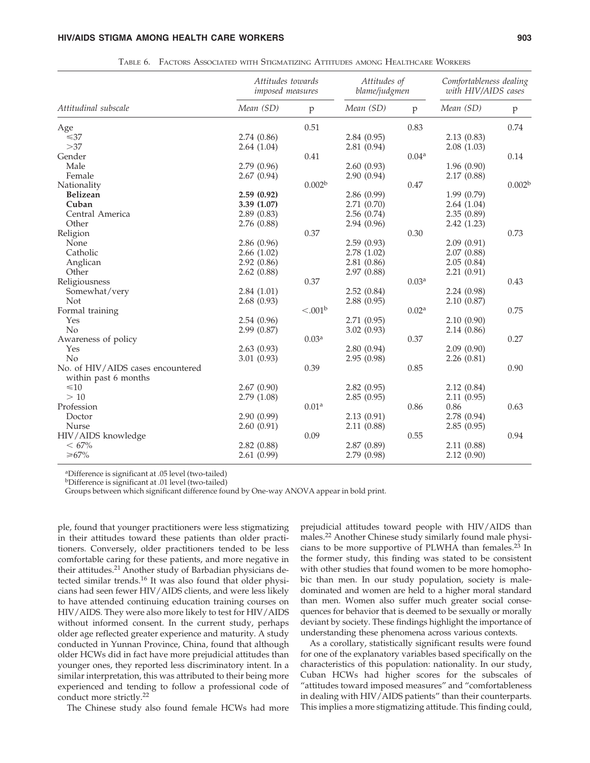Table 6. Factors Associated with Stigmatizing Attitudes among Healthcare Workers

| Attitudinal subscale | Attitudes towards imposed measures | | Attitudes of blame/judgmen | | Comfortableness dealing with HIV/AIDS cases | |
|---|---|---|---|---|---|---|
| | Mean (SD) | p | Mean (SD) | p | Mean (SD) | p |
| Age | | 0.51 | | 0.83 | | 0.74 |
| ⩽37 | 2.74 (0.86) | | 2.84 (0.95) | | 2.13 (0.83) | |
| >37 | 2.64 (1.04) | | 2.81 (0.94) | | 2.08 (1.03) | |
| Gender | | 0.41 | | 0.04[a] | | 0.14 |
| Male | 2.79 (0.96) | | 2.60 (0.93) | | 1.96 (0.90) | |
| Female | 2.67 (0.94) | | 2.90 (0.94) | | 2.17 (0.88) | |
| Nationality | | 0.002[b] | | 0.47 | | 0.002[b] |
| **Belizean** | **2.59 (0.92)** | | 2.86 (0.99) | | 1.99 (0.79) | |
| **Cuban** | **3.39 (1.07)** | | 2.71 (0.70) | | 2.64 (1.04) | |
| Central America | 2.89 (0.83) | | 2.56 (0.74) | | 2.35 (0.89) | |
| Other | 2.76 (0.88) | | 2.94 (0.96) | | 2.42 (1.23) | |
| Religion | | 0.37 | | 0.30 | | 0.73 |
| None | 2.86 (0.96) | | 2.59 (0.93) | | 2.09 (0.91) | |
| Catholic | 2.66 (1.02) | | 2.78 (1.02) | | 2.07 (0.88) | |
| Anglican | 2.92 (0.86) | | 2.81 (0.86) | | 2.05 (0.84) | |
| Other | 2.62 (0.88) | | 2.97 (0.88) | | 2.21 (0.91) | |
| Religiousness | | 0.37 | | 0.03[a] | | 0.43 |
| Somewhat/very | 2.84 (1.01) | | 2.52 (0.84) | | 2.24 (0.98) | |
| Not | 2.68 (0.93) | | 2.88 (0.95) | | 2.10 (0.87) | |
| Formal training | | <.001[b] | | 0.02[a] | | 0.75 |
| Yes | 2.54 (0.96) | | 2.71 (0.95) | | 2.10 (0.90) | |
| No | 2.99 (0.87) | | 3.02 (0.93) | | 2.14 (0.86) | |
| Awareness of policy | | 0.03[a] | | 0.37 | | 0.27 |
| Yes | 2.63 (0.93) | | 2.80 (0.94) | | 2.09 (0.90) | |
| No | 3.01 (0.93) | | 2.95 (0.98) | | 2.26 (0.81) | |
| No. of HIV/AIDS cases encountered within past 6 months | | 0.39 | | 0.85 | | 0.90 |
| ⩽10 | 2.67 (0.90) | | 2.82 (0.95) | | 2.12 (0.84) | |
| > 10 | 2.79 (1.08) | | 2.85 (0.95) | | 2.11 (0.95) | |
| Profession | | 0.01[a] | | 0.86 | 0.86 | 0.63 |
| Doctor | 2.90 (0.99) | | 2.13 (0.91) | | 2.78 (0.94) | |
| Nurse | 2.60 (0.91) | | 2.11 (0.88) | | 2.85 (0.95) | |
| HIV/AIDS knowledge | | 0.09 | | 0.55 | | 0.94 |
| < 67% | 2.82 (0.88) | | 2.87 (0.89) | | 2.11 (0.88) | |
| ⩾67% | 2.61 (0.99) | | 2.79 (0.98) | | 2.12 (0.90) | |

[a]Difference is significant at .05 level (two-tailed)
[b]Difference is significant at .01 level (two-tailed)
Groups between which significant difference found by One-way ANOVA appear in bold print.

ple, found that younger practitioners were less stigmatizing in their attitudes toward these patients than older practitioners. Conversely, older practitioners tended to be less comfortable caring for these patients, and more negative in their attitudes.[21] Another study of Barbadian physicians detected similar trends.[16] It was also found that older physicians had seen fewer HIV/AIDS clients, and were less likely to have attended continuing education training courses on HIV/AIDS. They were also more likely to test for HIV/AIDS without informed consent. In the current study, perhaps older age reflected greater experience and maturity. A study conducted in Yunnan Province, China, found that although older HCWs did in fact have more prejudicial attitudes than younger ones, they reported less discriminatory intent. In a similar interpretation, this was attributed to their being more experienced and tending to follow a professional code of conduct more strictly.[22]

The Chinese study also found female HCWs had more prejudicial attitudes toward people with HIV/AIDS than males.[22] Another Chinese study similarly found male physicians to be more supportive of PLWHA than females.[23] In the former study, this finding was stated to be consistent with other studies that found women to be more homophobic than men. In our study population, society is male-dominated and women are held to a higher moral standard than men. Women also suffer much greater social consequences for behavior that is deemed to be sexually or morally deviant by society. These findings highlight the importance of understanding these phenomena across various contexts.

As a corollary, statistically significant results were found for one of the explanatory variables based specifically on the characteristics of this population: nationality. In our study, Cuban HCWs had higher scores for the subscales of "attitudes toward imposed measures" and "comfortableness in dealing with HIV/AIDS patients" than their counterparts. This implies a more stigmatizing attitude. This finding could,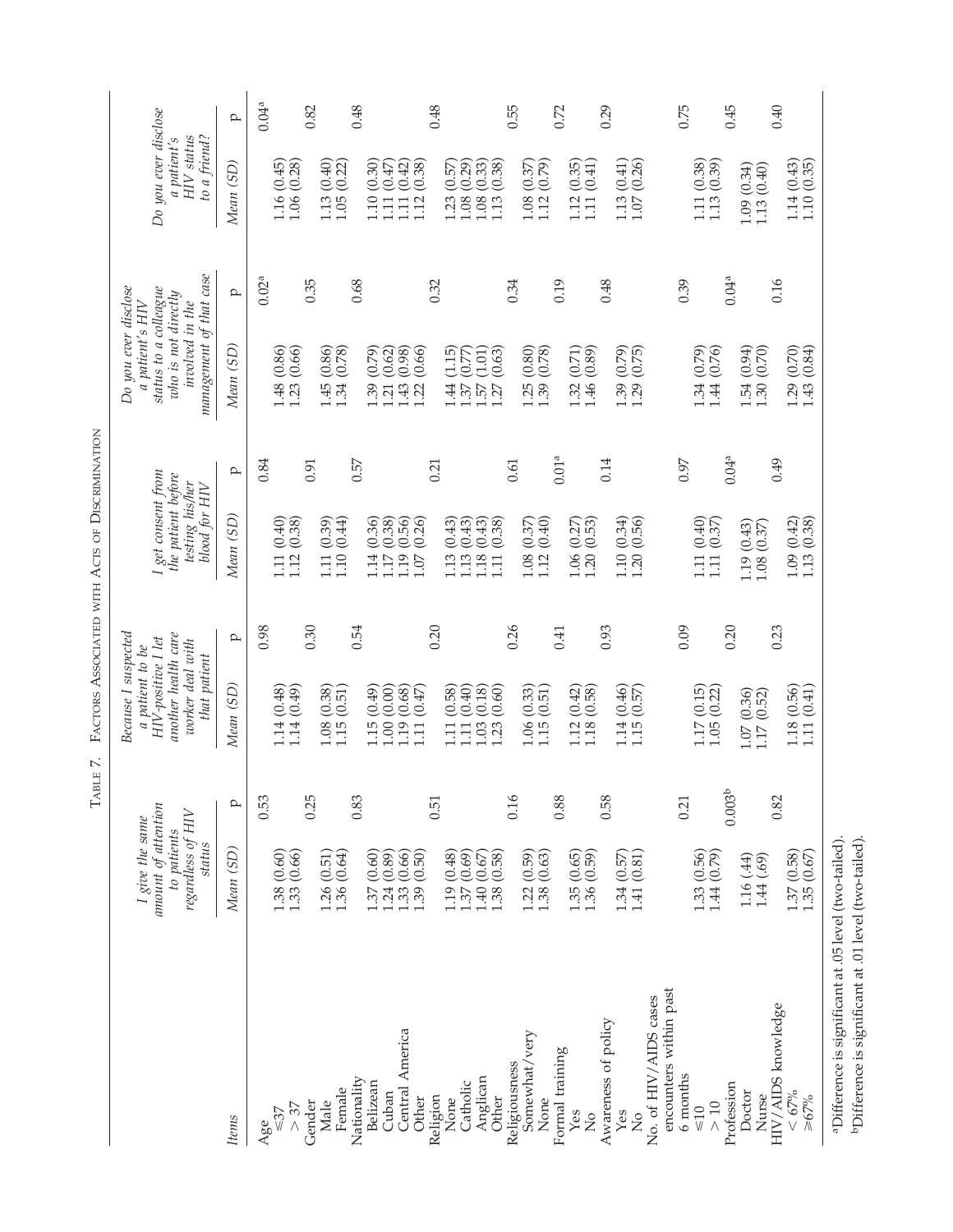TABLE 7. FACTORS ASSOCIATED WITH ACTS OF DISCRIMINATION

| Items | I give the same amount of attention to patients regardless of HIV status | | Because I suspected a patient to be HIV-positive I let another health care worker deal with that patient | | I get consent from the patient before testing his/her blood for HIV | | Do you ever disclose a patient's HIV status to a colleague who is not directly involved in the management of that case | | Do you ever disclose a patient's HIV status to a friend? | |
|---|---|---|---|---|---|---|---|---|---|---|
| | Mean (SD) | p | Mean (SD) | p | Mean (SD) | p | Mean (SD) | p | Mean (SD) | p |
| Age | | 0.53 | | 0.98 | | 0.84 | | 0.02[a] | | 0.04[a] |
| ≤37 | 1.38 (0.60) | | 1.14 (0.48) | | 1.11 (0.40) | | 1.48 (0.86) | | 1.16 (0.45) | |
| > 37 | 1.33 (0.66) | | 1.14 (0.49) | | 1.12 (0.38) | | 1.23 (0.66) | | 1.06 (0.28) | |
| Gender | | 0.25 | | 0.30 | | 0.91 | | 0.35 | | 0.82 |
| Male | 1.26 (0.51) | | 1.08 (0.38) | | 1.11 (0.39) | | 1.45 (0.86) | | 1.13 (0.40) | |
| Female | 1.36 (0.64) | | 1.15 (0.51) | | 1.10 (0.44) | | 1.34 (0.78) | | 1.05 (0.22) | |
| Nationality | | 0.83 | | 0.54 | | 0.57 | | 0.68 | | 0.48 |
| Belizean | 1.37 (0.60) | | 1.15 (0.49) | | 1.14 (0.36) | | 1.39 (0.79) | | 1.10 (0.30) | |
| Cuban | 1.24 (0.89) | | 1.00 (0.00) | | 1.17 (0.38) | | 1.21 (0.62) | | 1.11 (0.47) | |
| Central America | 1.33 (0.66) | | 1.19 (0.68) | | 1.19 (0.56) | | 1.43 (0.98) | | 1.11 (0.42) | |
| Other | 1.39 (0.50) | | 1.11 (0.47) | | 1.07 (0.26) | | 1.22 (0.66) | | 1.12 (0.38) | |
| Religion | | 0.51 | | 0.20 | | 0.21 | | 0.32 | | 0.48 |
| None | 1.19 (0.48) | | 1.11 (0.58) | | 1.13 (0.43) | | 1.44 (1.15) | | 1.23 (0.57) | |
| Catholic | 1.37 (0.69) | | 1.11 (0.40) | | 1.13 (0.43) | | 1.37 (0.77) | | 1.08 (0.29) | |
| Anglican | 1.40 (0.67) | | 1.03 (0.18) | | 1.18 (0.43) | | 1.57 (1.01) | | 1.08 (0.33) | |
| Other | 1.38 (0.58) | | 1.23 (0.60) | | 1.11 (0.38) | | 1.27 (0.63) | | 1.13 (0.38) | |
| Religiousness | | 0.16 | | 0.26 | | 0.61 | | 0.34 | | 0.55 |
| Somewhat/very | 1.22 (0.59) | | 1.06 (0.33) | | 1.08 (0.37) | | 1.25 (0.80) | | 1.08 (0.37) | |
| None | 1.38 (0.63) | | 1.15 (0.51) | | 1.12 (0.40) | | 1.39 (0.78) | | 1.12 (0.79) | |
| Formal training | | 0.88 | | 0.41 | | 0.01[a] | | 0.19 | | 0.72 |
| Yes | 1.35 (0.65) | | 1.12 (0.42) | | 1.06 (0.27) | | 1.32 (0.71) | | 1.12 (0.35) | |
| No | 1.36 (0.59) | | 1.18 (0.58) | | 1.20 (0.53) | | 1.46 (0.89) | | 1.11 (0.41) | |
| Awareness of policy | | 0.58 | | 0.93 | | 0.14 | | 0.48 | | 0.29 |
| Yes | 1.34 (0.57) | | 1.14 (0.46) | | 1.10 (0.34) | | 1.39 (0.79) | | 1.13 (0.41) | |
| No | 1.41 (0.81) | | 1.15 (0.57) | | 1.20 (0.56) | | 1.29 (0.75) | | 1.07 (0.26) | |
| No. of HIV/AIDS cases encounters within past 6 months | | 0.21 | | 0.09 | | 0.97 | | 0.39 | | 0.75 |
| ≤10 | 1.33 (0.56) | | 1.17 (0.15) | | 1.11 (0.40) | | 1.34 (0.79) | | 1.11 (0.38) | |
| > 10 | 1.44 (0.79) | | 1.05 (0.22) | | 1.11 (0.37) | | 1.44 (0.76) | | 1.13 (0.39) | |
| Profession | | 0.003[b] | | 0.20 | | 0.04[a] | | 0.04[a] | | 0.45 |
| Doctor | 1.16 (.44) | | 1.07 (0.36) | | 1.19 (0.43) | | 1.54 (0.94) | | 1.09 (0.34) | |
| Nurse | 1.44 (.69) | | 1.17 (0.52) | | 1.08 (0.37) | | 1.30 (0.70) | | 1.13 (0.40) | |
| HIV/AIDS knowledge | | 0.82 | | 0.23 | | 0.49 | | 0.16 | | 0.40 |
| < 67% | 1.37 (0.58) | | 1.18 (0.56) | | 1.09 (0.42) | | 1.29 (0.70) | | 1.14 (0.43) | |
| ≥67% | 1.35 (0.67) | | 1.11 (0.41) | | 1.13 (0.38) | | 1.43 (0.84) | | 1.10 (0.35) | |

[a]Difference is significant at .05 level (two-tailed).
[b]Difference is significant at .01 level (two-tailed).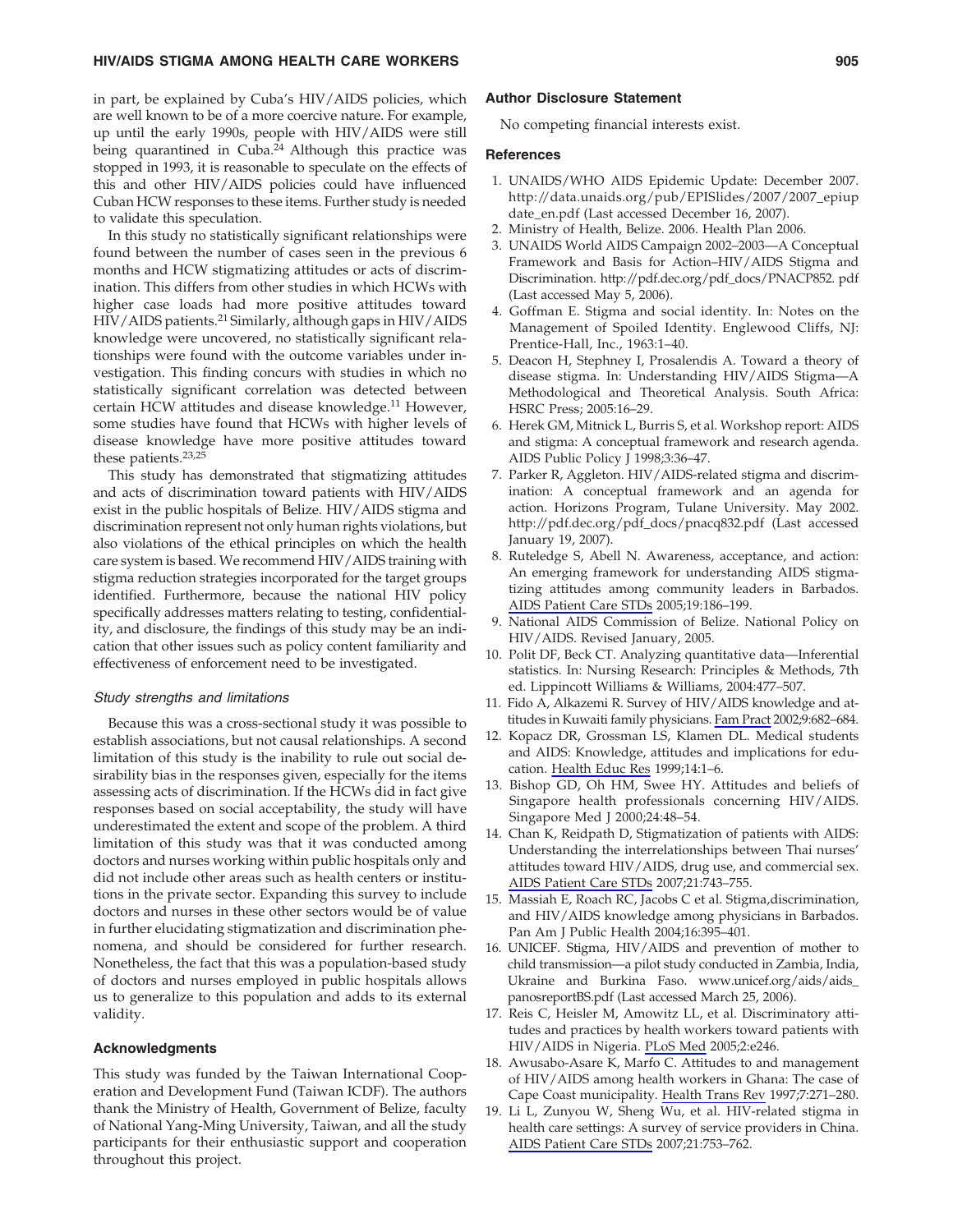in part, be explained by Cuba's HIV/AIDS policies, which are well known to be of a more coercive nature. For example, up until the early 1990s, people with HIV/AIDS were still being quarantined in Cuba.[24] Although this practice was stopped in 1993, it is reasonable to speculate on the effects of this and other HIV/AIDS policies could have influenced Cuban HCW responses to these items. Further study is needed to validate this speculation.

In this study no statistically significant relationships were found between the number of cases seen in the previous 6 months and HCW stigmatizing attitudes or acts of discrimination. This differs from other studies in which HCWs with higher case loads had more positive attitudes toward HIV/AIDS patients.[21] Similarly, although gaps in HIV/AIDS knowledge were uncovered, no statistically significant relationships were found with the outcome variables under investigation. This finding concurs with studies in which no statistically significant correlation was detected between certain HCW attitudes and disease knowledge.[11] However, some studies have found that HCWs with higher levels of disease knowledge have more positive attitudes toward these patients.[23,25]

This study has demonstrated that stigmatizing attitudes and acts of discrimination toward patients with HIV/AIDS exist in the public hospitals of Belize. HIV/AIDS stigma and discrimination represent not only human rights violations, but also violations of the ethical principles on which the health care system is based. We recommend HIV/AIDS training with stigma reduction strategies incorporated for the target groups identified. Furthermore, because the national HIV policy specifically addresses matters relating to testing, confidentiality, and disclosure, the findings of this study may be an indication that other issues such as policy content familiarity and effectiveness of enforcement need to be investigated.

### *Study strengths and limitations*

Because this was a cross-sectional study it was possible to establish associations, but not causal relationships. A second limitation of this study is the inability to rule out social desirability bias in the responses given, especially for the items assessing acts of discrimination. If the HCWs did in fact give responses based on social acceptability, the study will have underestimated the extent and scope of the problem. A third limitation of this study was that it was conducted among doctors and nurses working within public hospitals only and did not include other areas such as health centers or institutions in the private sector. Expanding this survey to include doctors and nurses in these other sectors would be of value in further elucidating stigmatization and discrimination phenomena, and should be considered for further research. Nonetheless, the fact that this was a population-based study of doctors and nurses employed in public hospitals allows us to generalize to this population and adds to its external validity.

## Acknowledgments

This study was funded by the Taiwan International Cooperation and Development Fund (Taiwan ICDF). The authors thank the Ministry of Health, Government of Belize, faculty of National Yang-Ming University, Taiwan, and all the study participants for their enthusiastic support and cooperation throughout this project.

## Author Disclosure Statement

No competing financial interests exist.

## References

1. UNAIDS/WHO AIDS Epidemic Update: December 2007. http://data.unaids.org/pub/EPISlides/2007/2007_epiupdate_en.pdf (Last accessed December 16, 2007).
2. Ministry of Health, Belize. 2006. Health Plan 2006.
3. UNAIDS World AIDS Campaign 2002–2003—A Conceptual Framework and Basis for Action–HIV/AIDS Stigma and Discrimination. http://pdf.dec.org/pdf_docs/PNACP852.pdf (Last accessed May 5, 2006).
4. Goffman E. Stigma and social identity. In: Notes on the Management of Spoiled Identity. Englewood Cliffs, NJ: Prentice-Hall, Inc., 1963:1–40.
5. Deacon H, Stephney I, Prosalendis A. Toward a theory of disease stigma. In: Understanding HIV/AIDS Stigma—A Methodological and Theoretical Analysis. South Africa: HSRC Press; 2005:16–29.
6. Herek GM, Mitnick L, Burris S, et al. Workshop report: AIDS and stigma: A conceptual framework and research agenda. AIDS Public Policy J 1998;3:36–47.
7. Parker R, Aggleton. HIV/AIDS-related stigma and discrimination: A conceptual framework and an agenda for action. Horizons Program, Tulane University. May 2002. http://pdf.dec.org/pdf_docs/pnacq832.pdf (Last accessed January 19, 2007).
8. Ruteledge S, Abell N. Awareness, acceptance, and action: An emerging framework for understanding AIDS stigmatizing attitudes among community leaders in Barbados. AIDS Patient Care STDs 2005;19:186–199.
9. National AIDS Commission of Belize. National Policy on HIV/AIDS. Revised January, 2005.
10. Polit DF, Beck CT. Analyzing quantitative data—Inferential statistics. In: Nursing Research: Principles & Methods, 7th ed. Lippincott Williams & Williams, 2004:477–507.
11. Fido A, Alkazemi R. Survey of HIV/AIDS knowledge and attitudes in Kuwaiti family physicians. Fam Pract 2002;9:682–684.
12. Kopacz DR, Grossman LS, Klamen DL. Medical students and AIDS: Knowledge, attitudes and implications for education. Health Educ Res 1999;14:1–6.
13. Bishop GD, Oh HM, Swee HY. Attitudes and beliefs of Singapore health professionals concerning HIV/AIDS. Singapore Med J 2000;24:48–54.
14. Chan K, Reidpath D, Stigmatization of patients with AIDS: Understanding the interrelationships between Thai nurses' attitudes toward HIV/AIDS, drug use, and commercial sex. AIDS Patient Care STDs 2007;21:743–755.
15. Massiah E, Roach RC, Jacobs C et al. Stigma,discrimination, and HIV/AIDS knowledge among physicians in Barbados. Pan Am J Public Health 2004;16:395–401.
16. UNICEF. Stigma, HIV/AIDS and prevention of mother to child transmission—a pilot study conducted in Zambia, India, Ukraine and Burkina Faso. www.unicef.org/aids/aids_panosreportBS.pdf (Last accessed March 25, 2006).
17. Reis C, Heisler M, Amowitz LL, et al. Discriminatory attitudes and practices by health workers toward patients with HIV/AIDS in Nigeria. PLoS Med 2005;2:e246.
18. Awusabo-Asare K, Marfo C. Attitudes to and management of HIV/AIDS among health workers in Ghana: The case of Cape Coast municipality. Health Trans Rev 1997;7:271–280.
19. Li L, Zunyou W, Sheng Wu, et al. HIV-related stigma in health care settings: A survey of service providers in China. AIDS Patient Care STDs 2007;21:753–762.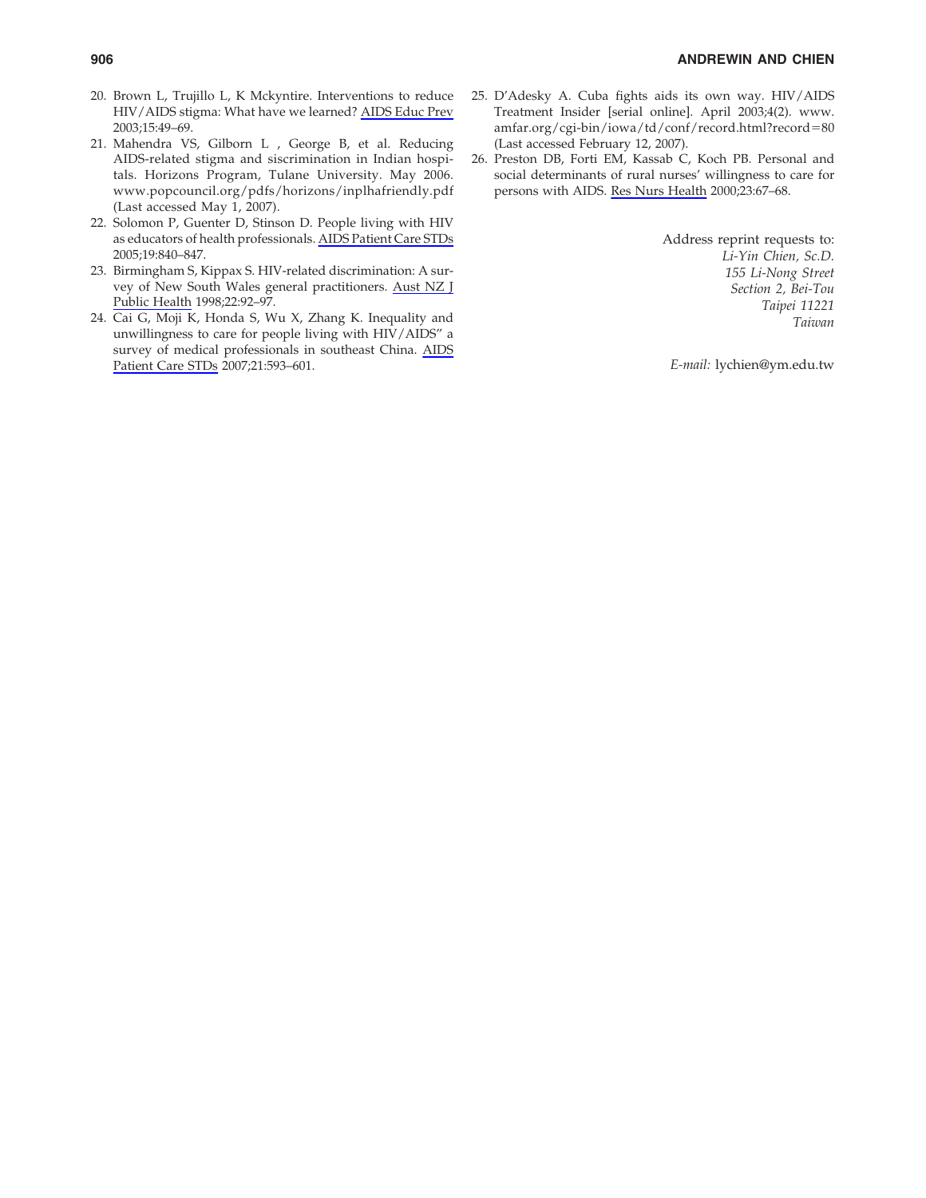20. Brown L, Trujillo L, K Mckyntire. Interventions to reduce HIV/AIDS stigma: What have we learned? AIDS Educ Prev 2003;15:49–69.
21. Mahendra VS, Gilborn L , George B, et al. Reducing AIDS-related stigma and siscrimination in Indian hospitals. Horizons Program, Tulane University. May 2006. www.popcouncil.org/pdfs/horizons/inplhafriendly.pdf (Last accessed May 1, 2007).
22. Solomon P, Guenter D, Stinson D. People living with HIV as educators of health professionals. AIDS Patient Care STDs 2005;19:840–847.
23. Birmingham S, Kippax S. HIV-related discrimination: A survey of New South Wales general practitioners. Aust NZ J Public Health 1998;22:92–97.
24. Cai G, Moji K, Honda S, Wu X, Zhang K. Inequality and unwillingness to care for people living with HIV/AIDS" a survey of medical professionals in southeast China. AIDS Patient Care STDs 2007;21:593–601.
25. D'Adesky A. Cuba fights aids its own way. HIV/AIDS Treatment Insider [serial online]. April 2003;4(2). www.amfar.org/cgi-bin/iowa/td/conf/record.html?record=80 (Last accessed February 12, 2007).
26. Preston DB, Forti EM, Kassab C, Koch PB. Personal and social determinants of rural nurses' willingness to care for persons with AIDS. Res Nurs Health 2000;23:67–68.

Address reprint requests to:
*Li-Yin Chien, Sc.D.*
*155 Li-Nong Street*
*Section 2, Bei-Tou*
*Taipei 11221*
*Taiwan*

*E-mail:* lychien@ym.edu.tw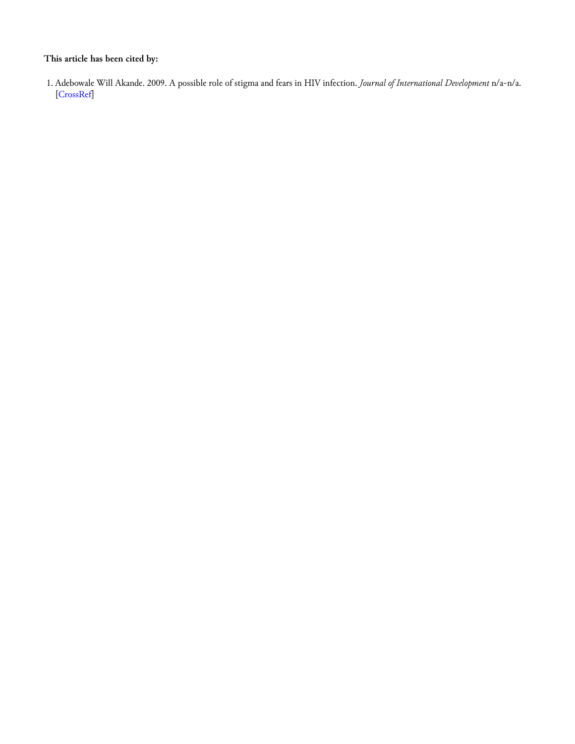**This article has been cited by:**

1. Adebowale Will Akande. 2009. A possible role of stigma and fears in HIV infection. *Journal of International Development* n/a-n/a. [CrossRef]